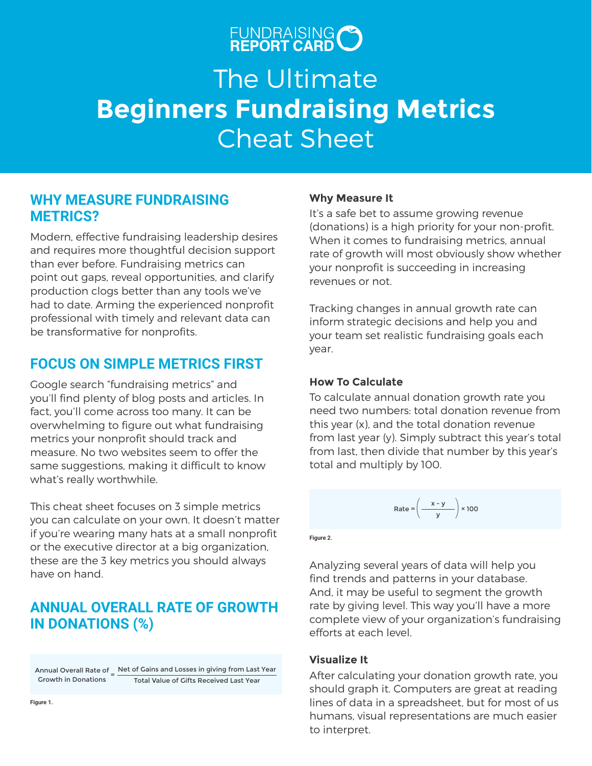FUNDRAISING REPORT CARD

# The Ultimate **Beginners Fundraising Metrics** Cheat Sheet

## WHY MEASURE FUNDRAISING METRICS?

Modern, effective fundraising leadership desires and requires more thoughtful decision support than ever before. Fundraising metrics can point out gaps, reveal opportunities, and clarify production clogs better than any tools we've had to date. Arming the experienced nonprofit professional with timely and relevant data can be transformative for nonprofits.

## FOCUS ON SIMPLE METRICS FIRST

Google search "fundraising metrics" and you'll find plenty of blog posts and articles. In fact, you'll come across too many. It can be overwhelming to figure out what fundraising metrics your nonprofit should track and measure. No two websites seem to offer the same suggestions, making it difficult to know what's really worthwhile.

This cheat sheet focuses on 3 simple metrics you can calculate on your own. It doesn't matter if you're wearing many hats at a small nonprofit or the executive director at a big organization, these are the 3 key metrics you should always have on hand.

## ANNUAL OVERALL RATE OF GROWTH IN DONATIONS (%)

$$\text{Annual Overall Rate of Growth in Donations} = \frac{\text{Net of Gains and Losses in giving from Last Year}}{\text{Total Value of Gifts Received Last Year}}$$

Figure 1.

### Why Measure It

It's a safe bet to assume growing revenue (donations) is a high priority for your non-profit. When it comes to fundraising metrics, annual rate of growth will most obviously show whether your nonprofit is succeeding in increasing revenues or not.

Tracking changes in annual growth rate can inform strategic decisions and help you and your team set realistic fundraising goals each year.

### How To Calculate

To calculate annual donation growth rate you need two numbers: total donation revenue from this year (x), and the total donation revenue from last year (y). Simply subtract this year's total from last, then divide that number by this year's total and multiply by 100.

$$\text{Rate} = \left(\frac{x - y}{y}\right) \times 100$$

Figure 2.

Analyzing several years of data will help you find trends and patterns in your database. And, it may be useful to segment the growth rate by giving level. This way you'll have a more complete view of your organization's fundraising efforts at each level.

### Visualize It

After calculating your donation growth rate, you should graph it. Computers are great at reading lines of data in a spreadsheet, but for most of us humans, visual representations are much easier to interpret.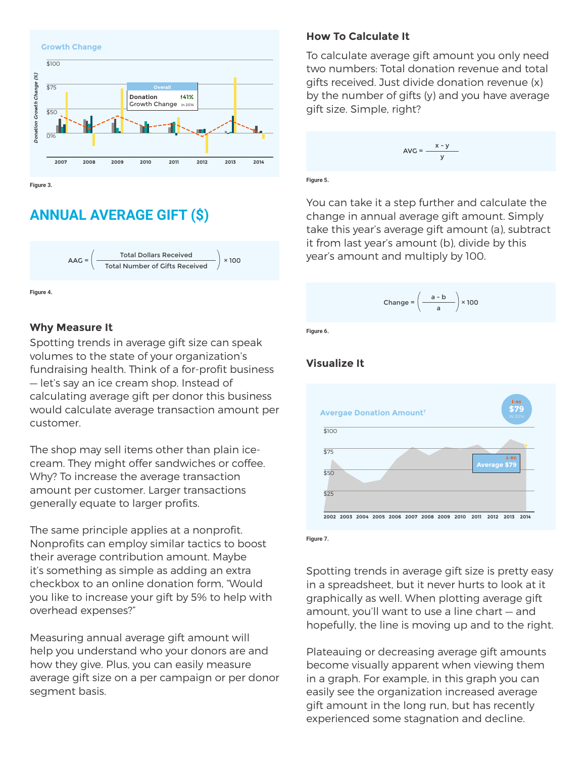Figure 3.

## ANNUAL AVERAGE GIFT ($)

$$AAG = \left( \frac{\text{Total Dollars Received}}{\text{Total Number of Gifts Received}} \right) \times 100$$

Figure 4.

### Why Measure It

Spotting trends in average gift size can speak volumes to the state of your organization's fundraising health. Think of a for-profit business — let's say an ice cream shop. Instead of calculating average gift per donor this business would calculate average transaction amount per customer.

The shop may sell items other than plain ice-cream. They might offer sandwiches or coffee. Why? To increase the average transaction amount per customer. Larger transactions generally equate to larger profits.

The same principle applies at a nonprofit. Nonprofits can employ similar tactics to boost their average contribution amount. Maybe it's something as simple as adding an extra checkbox to an online donation form, "Would you like to increase your gift by 5% to help with overhead expenses?"

Measuring annual average gift amount will help you understand who your donors are and how they give. Plus, you can easily measure average gift size on a per campaign or per donor segment basis.

### How To Calculate It

To calculate average gift amount you only need two numbers: Total donation revenue and total gifts received. Just divide donation revenue (x) by the number of gifts (y) and you have average gift size. Simple, right?

$$AVG = \frac{x - y}{y}$$

Figure 5.

You can take it a step further and calculate the change in annual average gift amount. Simply take this year's average gift amount (a), subtract it from last year's amount (b), divide by this year's amount and multiply by 100.

$$\text{Change} = \left( \frac{a - b}{a} \right) \times 100$$

Figure 6.

### Visualize It

Figure 7.

Spotting trends in average gift size is pretty easy in a spreadsheet, but it never hurts to look at it graphically as well. When plotting average gift amount, you'll want to use a line chart — and hopefully, the line is moving up and to the right.

Plateauing or decreasing average gift amounts become visually apparent when viewing them in a graph. For example, in this graph you can easily see the organization increased average gift amount in the long run, but has recently experienced some stagnation and decline.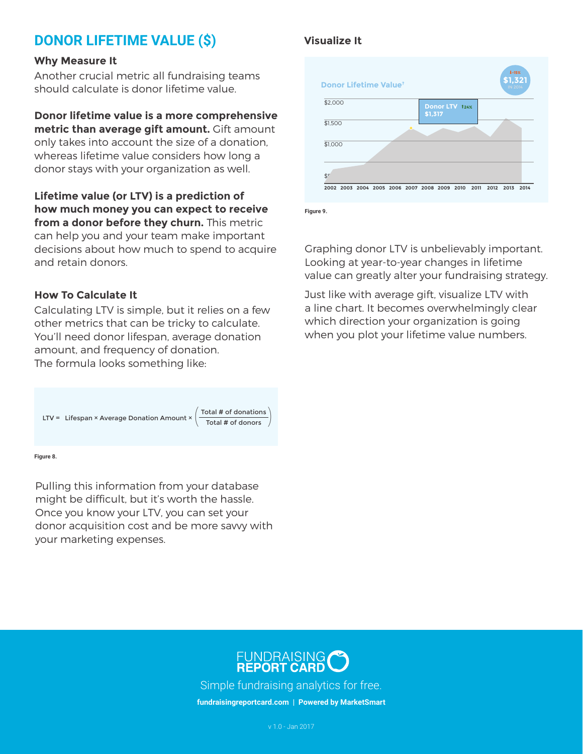# DONOR LIFETIME VALUE ($)

### Why Measure It

Another crucial metric all fundraising teams should calculate is donor lifetime value.

**Donor lifetime value is a more comprehensive metric than average gift amount.** Gift amount only takes into account the size of a donation, whereas lifetime value considers how long a donor stays with your organization as well.

**Lifetime value (or LTV) is a prediction of how much money you can expect to receive from a donor before they churn.** This metric can help you and your team make important decisions about how much to spend to acquire and retain donors.

### How To Calculate It

Calculating LTV is simple, but it relies on a few other metrics that can be tricky to calculate. You'll need donor lifespan, average donation amount, and frequency of donation.
The formula looks something like:

$$\text{LTV} = \text{Lifespan} \times \text{Average Donation Amount} \times \left(\frac{\text{Total \# of donations}}{\text{Total \# of donors}}\right)$$

Figure 8.

Pulling this information from your database might be difficult, but it's worth the hassle. Once you know your LTV, you can set your donor acquisition cost and be more savvy with your marketing expenses.

### Visualize It

Donor Lifetime Value[7]

↓-15%
$1,321
IN 2014

Donor LTV ↑24%
$1,317

$2,000
$1,500
$1,000
$5

2002 2003 2004 2005 2006 2007 2008 2009 2010 2011 2012 2013 2014

Figure 9.

Graphing donor LTV is unbelievably important. Looking at year-to-year changes in lifetime value can greatly alter your fundraising strategy.

Just like with average gift, visualize LTV with a line chart. It becomes overwhelmingly clear which direction your organization is going when you plot your lifetime value numbers.

FUNDRAISING REPORT CARD

Simple fundraising analytics for free.

fundraisingreportcard.com | Powered by MarketSmart

v 1.0 - Jan 2017